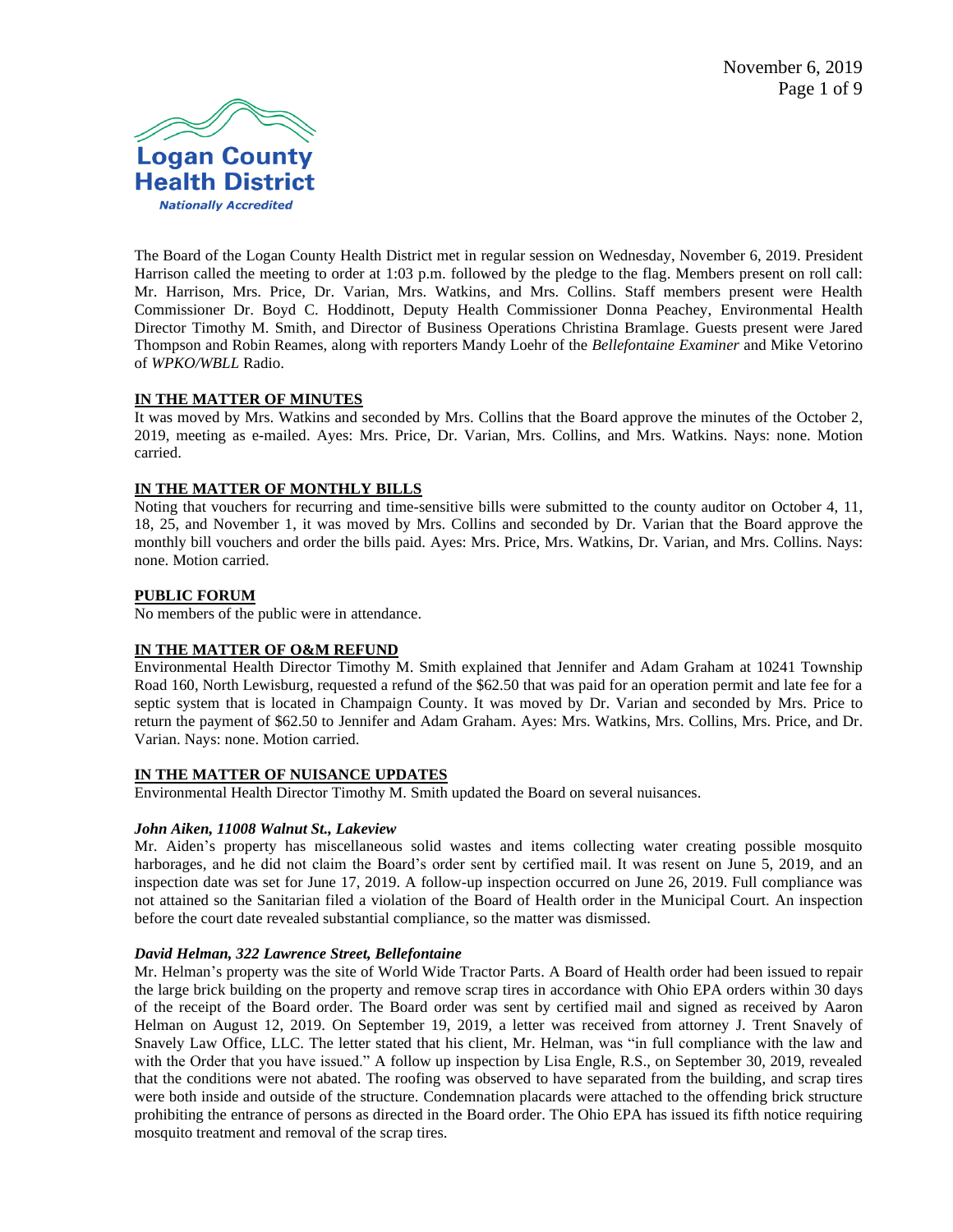The Board of the Logan County Health District met in regular session on Wednesday, November 6, 2019. President Harrison called the meeting to order at 1:03 p.m. followed by the pledge to the flag. Members present on roll call: Mr. Harrison, Mrs. Price, Dr. Varian, Mrs. Watkins, and Mrs. Collins. Staff members present were Health Commissioner Dr. Boyd C. Hoddinott, Deputy Health Commissioner Donna Peachey, Environmental Health Director Timothy M. Smith, and Director of Business Operations Christina Bramlage. Guests present were Jared Thompson and Robin Reames, along with reporters Mandy Loehr of the *Bellefontaine Examiner* and Mike Vetorino of *WPKO/WBLL* Radio.

**IN THE MATTER OF MINUTES**

It was moved by Mrs. Watkins and seconded by Mrs. Collins that the Board approve the minutes of the October 2, 2019, meeting as e-mailed. Ayes: Mrs. Price, Dr. Varian, Mrs. Collins, and Mrs. Watkins. Nays: none. Motion carried.

**IN THE MATTER OF MONTHLY BILLS**

Noting that vouchers for recurring and time-sensitive bills were submitted to the county auditor on October 4, 11, 18, 25, and November 1, it was moved by Mrs. Collins and seconded by Dr. Varian that the Board approve the monthly bill vouchers and order the bills paid. Ayes: Mrs. Price, Mrs. Watkins, Dr. Varian, and Mrs. Collins. Nays: none. Motion carried.

**PUBLIC FORUM**

No members of the public were in attendance.

**IN THE MATTER OF O&M REFUND**

Environmental Health Director Timothy M. Smith explained that Jennifer and Adam Graham at 10241 Township Road 160, North Lewisburg, requested a refund of the $62.50 that was paid for an operation permit and late fee for a septic system that is located in Champaign County. It was moved by Dr. Varian and seconded by Mrs. Price to return the payment of $62.50 to Jennifer and Adam Graham. Ayes: Mrs. Watkins, Mrs. Collins, Mrs. Price, and Dr. Varian. Nays: none. Motion carried.

**IN THE MATTER OF NUISANCE UPDATES**

Environmental Health Director Timothy M. Smith updated the Board on several nuisances.

***John Aiken, 11008 Walnut St., Lakeview***

Mr. Aiden's property has miscellaneous solid wastes and items collecting water creating possible mosquito harborages, and he did not claim the Board's order sent by certified mail. It was resent on June 5, 2019, and an inspection date was set for June 17, 2019. A follow-up inspection occurred on June 26, 2019. Full compliance was not attained so the Sanitarian filed a violation of the Board of Health order in the Municipal Court. An inspection before the court date revealed substantial compliance, so the matter was dismissed.

***David Helman, 322 Lawrence Street, Bellefontaine***

Mr. Helman's property was the site of World Wide Tractor Parts. A Board of Health order had been issued to repair the large brick building on the property and remove scrap tires in accordance with Ohio EPA orders within 30 days of the receipt of the Board order. The Board order was sent by certified mail and signed as received by Aaron Helman on August 12, 2019. On September 19, 2019, a letter was received from attorney J. Trent Snavely of Snavely Law Office, LLC. The letter stated that his client, Mr. Helman, was "in full compliance with the law and with the Order that you have issued." A follow up inspection by Lisa Engle, R.S., on September 30, 2019, revealed that the conditions were not abated. The roofing was observed to have separated from the building, and scrap tires were both inside and outside of the structure. Condemnation placards were attached to the offending brick structure prohibiting the entrance of persons as directed in the Board order. The Ohio EPA has issued its fifth notice requiring mosquito treatment and removal of the scrap tires.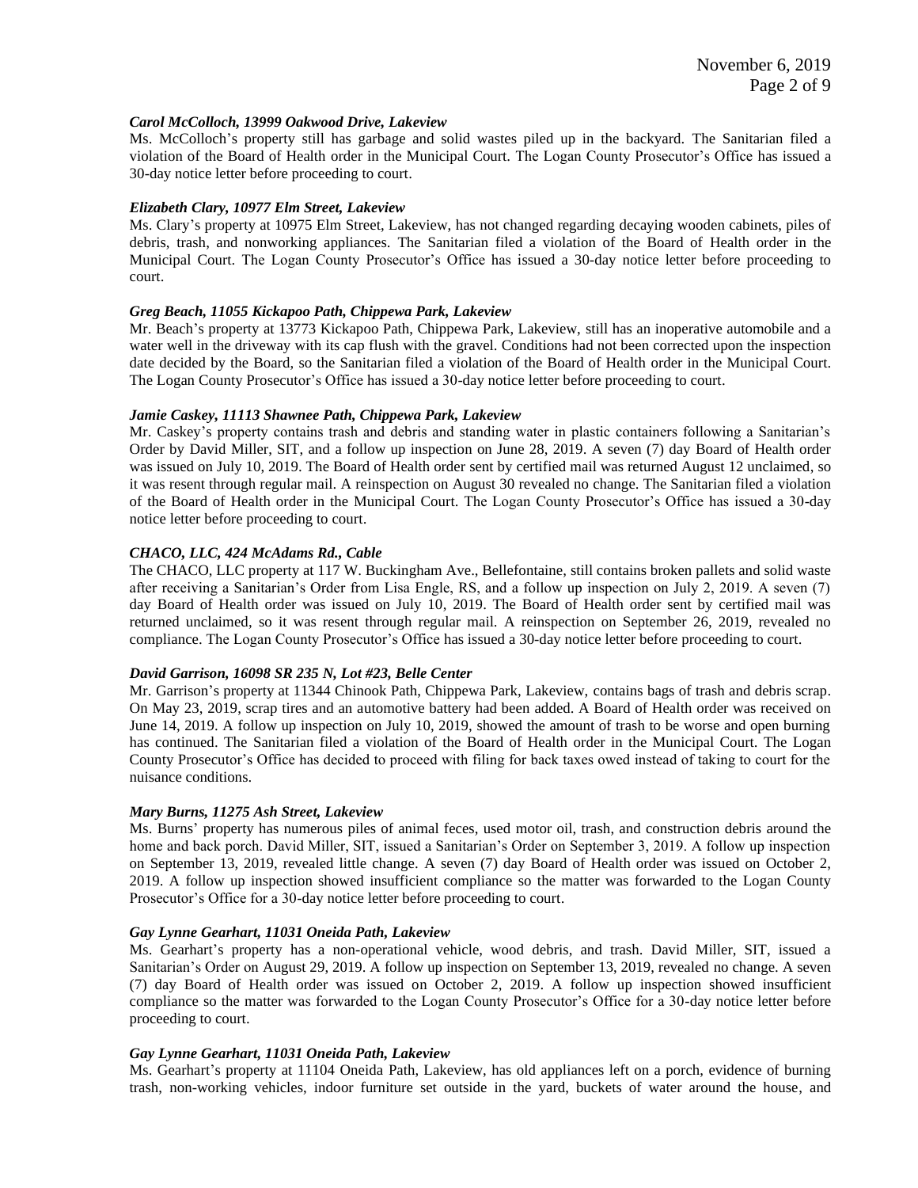***Carol McColloch, 13999 Oakwood Drive, Lakeview***

Ms. McColloch's property still has garbage and solid wastes piled up in the backyard. The Sanitarian filed a violation of the Board of Health order in the Municipal Court. The Logan County Prosecutor's Office has issued a 30-day notice letter before proceeding to court.

***Elizabeth Clary, 10977 Elm Street, Lakeview***

Ms. Clary's property at 10975 Elm Street, Lakeview, has not changed regarding decaying wooden cabinets, piles of debris, trash, and nonworking appliances. The Sanitarian filed a violation of the Board of Health order in the Municipal Court. The Logan County Prosecutor's Office has issued a 30-day notice letter before proceeding to court.

***Greg Beach, 11055 Kickapoo Path, Chippewa Park, Lakeview***

Mr. Beach's property at 13773 Kickapoo Path, Chippewa Park, Lakeview, still has an inoperative automobile and a water well in the driveway with its cap flush with the gravel. Conditions had not been corrected upon the inspection date decided by the Board, so the Sanitarian filed a violation of the Board of Health order in the Municipal Court. The Logan County Prosecutor's Office has issued a 30-day notice letter before proceeding to court.

***Jamie Caskey, 11113 Shawnee Path, Chippewa Park, Lakeview***

Mr. Caskey's property contains trash and debris and standing water in plastic containers following a Sanitarian's Order by David Miller, SIT, and a follow up inspection on June 28, 2019. A seven (7) day Board of Health order was issued on July 10, 2019. The Board of Health order sent by certified mail was returned August 12 unclaimed, so it was resent through regular mail. A reinspection on August 30 revealed no change. The Sanitarian filed a violation of the Board of Health order in the Municipal Court. The Logan County Prosecutor's Office has issued a 30-day notice letter before proceeding to court.

***CHACO, LLC, 424 McAdams Rd., Cable***

The CHACO, LLC property at 117 W. Buckingham Ave., Bellefontaine, still contains broken pallets and solid waste after receiving a Sanitarian's Order from Lisa Engle, RS, and a follow up inspection on July 2, 2019. A seven (7) day Board of Health order was issued on July 10, 2019. The Board of Health order sent by certified mail was returned unclaimed, so it was resent through regular mail. A reinspection on September 26, 2019, revealed no compliance. The Logan County Prosecutor's Office has issued a 30-day notice letter before proceeding to court.

***David Garrison, 16098 SR 235 N, Lot #23, Belle Center***

Mr. Garrison's property at 11344 Chinook Path, Chippewa Park, Lakeview, contains bags of trash and debris scrap. On May 23, 2019, scrap tires and an automotive battery had been added. A Board of Health order was received on June 14, 2019. A follow up inspection on July 10, 2019, showed the amount of trash to be worse and open burning has continued. The Sanitarian filed a violation of the Board of Health order in the Municipal Court. The Logan County Prosecutor's Office has decided to proceed with filing for back taxes owed instead of taking to court for the nuisance conditions.

***Mary Burns, 11275 Ash Street, Lakeview***

Ms. Burns' property has numerous piles of animal feces, used motor oil, trash, and construction debris around the home and back porch. David Miller, SIT, issued a Sanitarian's Order on September 3, 2019. A follow up inspection on September 13, 2019, revealed little change. A seven (7) day Board of Health order was issued on October 2, 2019. A follow up inspection showed insufficient compliance so the matter was forwarded to the Logan County Prosecutor's Office for a 30-day notice letter before proceeding to court.

***Gay Lynne Gearhart, 11031 Oneida Path, Lakeview***

Ms. Gearhart's property has a non-operational vehicle, wood debris, and trash. David Miller, SIT, issued a Sanitarian's Order on August 29, 2019. A follow up inspection on September 13, 2019, revealed no change. A seven (7) day Board of Health order was issued on October 2, 2019. A follow up inspection showed insufficient compliance so the matter was forwarded to the Logan County Prosecutor's Office for a 30-day notice letter before proceeding to court.

***Gay Lynne Gearhart, 11031 Oneida Path, Lakeview***

Ms. Gearhart's property at 11104 Oneida Path, Lakeview, has old appliances left on a porch, evidence of burning trash, non-working vehicles, indoor furniture set outside in the yard, buckets of water around the house, and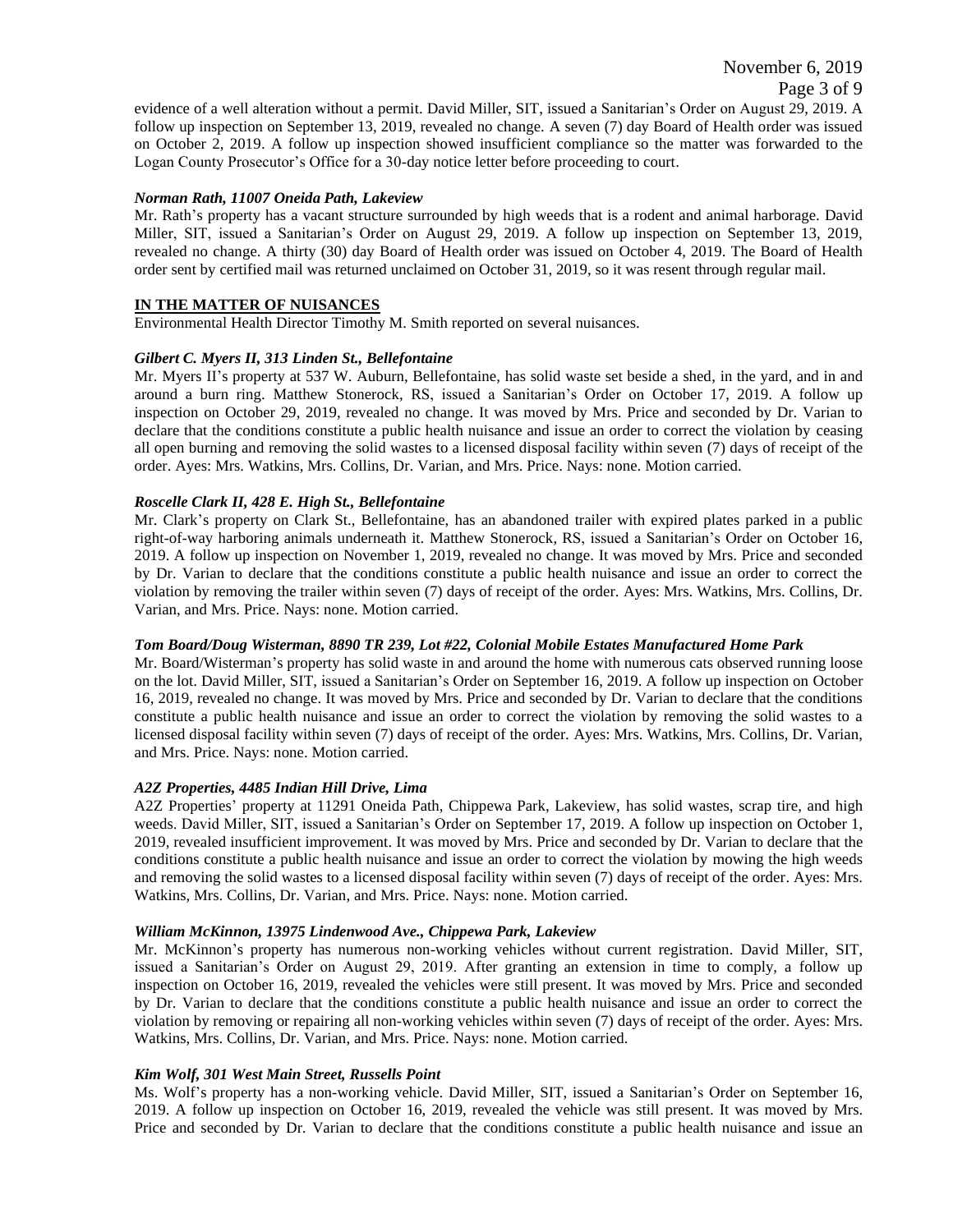evidence of a well alteration without a permit. David Miller, SIT, issued a Sanitarian's Order on August 29, 2019. A follow up inspection on September 13, 2019, revealed no change. A seven (7) day Board of Health order was issued on October 2, 2019. A follow up inspection showed insufficient compliance so the matter was forwarded to the Logan County Prosecutor's Office for a 30-day notice letter before proceeding to court.

***Norman Rath, 11007 Oneida Path, Lakeview***

Mr. Rath's property has a vacant structure surrounded by high weeds that is a rodent and animal harborage. David Miller, SIT, issued a Sanitarian's Order on August 29, 2019. A follow up inspection on September 13, 2019, revealed no change. A thirty (30) day Board of Health order was issued on October 4, 2019. The Board of Health order sent by certified mail was returned unclaimed on October 31, 2019, so it was resent through regular mail.

**IN THE MATTER OF NUISANCES**

Environmental Health Director Timothy M. Smith reported on several nuisances.

***Gilbert C. Myers II, 313 Linden St., Bellefontaine***

Mr. Myers II's property at 537 W. Auburn, Bellefontaine, has solid waste set beside a shed, in the yard, and in and around a burn ring. Matthew Stonerock, RS, issued a Sanitarian's Order on October 17, 2019. A follow up inspection on October 29, 2019, revealed no change. It was moved by Mrs. Price and seconded by Dr. Varian to declare that the conditions constitute a public health nuisance and issue an order to correct the violation by ceasing all open burning and removing the solid wastes to a licensed disposal facility within seven (7) days of receipt of the order. Ayes: Mrs. Watkins, Mrs. Collins, Dr. Varian, and Mrs. Price. Nays: none. Motion carried.

***Roscelle Clark II, 428 E. High St., Bellefontaine***

Mr. Clark's property on Clark St., Bellefontaine, has an abandoned trailer with expired plates parked in a public right-of-way harboring animals underneath it. Matthew Stonerock, RS, issued a Sanitarian's Order on October 16, 2019. A follow up inspection on November 1, 2019, revealed no change. It was moved by Mrs. Price and seconded by Dr. Varian to declare that the conditions constitute a public health nuisance and issue an order to correct the violation by removing the trailer within seven (7) days of receipt of the order. Ayes: Mrs. Watkins, Mrs. Collins, Dr. Varian, and Mrs. Price. Nays: none. Motion carried.

***Tom Board/Doug Wisterman, 8890 TR 239, Lot #22, Colonial Mobile Estates Manufactured Home Park***

Mr. Board/Wisterman's property has solid waste in and around the home with numerous cats observed running loose on the lot. David Miller, SIT, issued a Sanitarian's Order on September 16, 2019. A follow up inspection on October 16, 2019, revealed no change. It was moved by Mrs. Price and seconded by Dr. Varian to declare that the conditions constitute a public health nuisance and issue an order to correct the violation by removing the solid wastes to a licensed disposal facility within seven (7) days of receipt of the order. Ayes: Mrs. Watkins, Mrs. Collins, Dr. Varian, and Mrs. Price. Nays: none. Motion carried.

***A2Z Properties, 4485 Indian Hill Drive, Lima***

A2Z Properties' property at 11291 Oneida Path, Chippewa Park, Lakeview, has solid wastes, scrap tire, and high weeds. David Miller, SIT, issued a Sanitarian's Order on September 17, 2019. A follow up inspection on October 1, 2019, revealed insufficient improvement. It was moved by Mrs. Price and seconded by Dr. Varian to declare that the conditions constitute a public health nuisance and issue an order to correct the violation by mowing the high weeds and removing the solid wastes to a licensed disposal facility within seven (7) days of receipt of the order. Ayes: Mrs. Watkins, Mrs. Collins, Dr. Varian, and Mrs. Price. Nays: none. Motion carried.

***William McKinnon, 13975 Lindenwood Ave., Chippewa Park, Lakeview***

Mr. McKinnon's property has numerous non-working vehicles without current registration. David Miller, SIT, issued a Sanitarian's Order on August 29, 2019. After granting an extension in time to comply, a follow up inspection on October 16, 2019, revealed the vehicles were still present. It was moved by Mrs. Price and seconded by Dr. Varian to declare that the conditions constitute a public health nuisance and issue an order to correct the violation by removing or repairing all non-working vehicles within seven (7) days of receipt of the order. Ayes: Mrs. Watkins, Mrs. Collins, Dr. Varian, and Mrs. Price. Nays: none. Motion carried.

***Kim Wolf, 301 West Main Street, Russells Point***

Ms. Wolf's property has a non-working vehicle. David Miller, SIT, issued a Sanitarian's Order on September 16, 2019. A follow up inspection on October 16, 2019, revealed the vehicle was still present. It was moved by Mrs. Price and seconded by Dr. Varian to declare that the conditions constitute a public health nuisance and issue an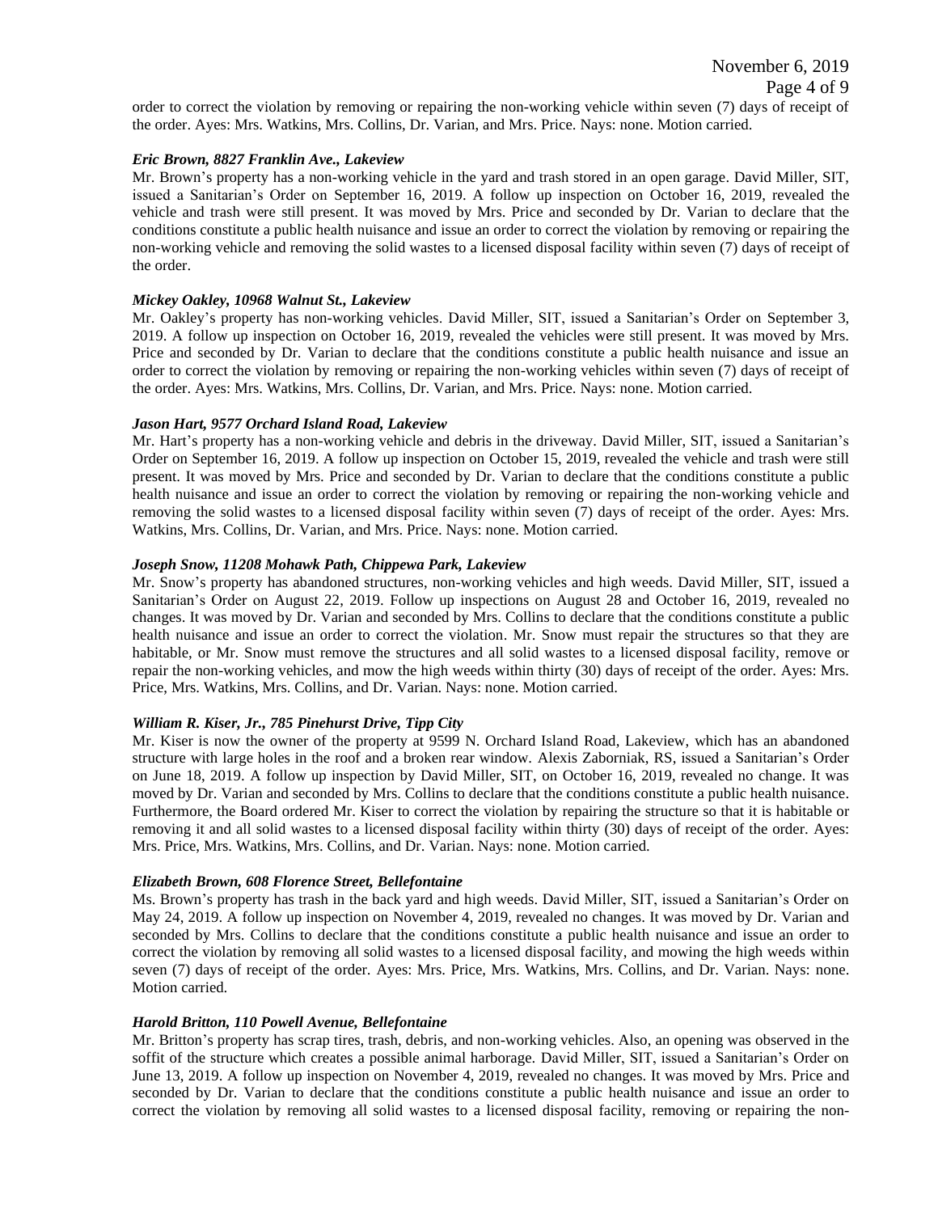order to correct the violation by removing or repairing the non-working vehicle within seven (7) days of receipt of the order. Ayes: Mrs. Watkins, Mrs. Collins, Dr. Varian, and Mrs. Price. Nays: none. Motion carried.

***Eric Brown, 8827 Franklin Ave., Lakeview***

Mr. Brown's property has a non-working vehicle in the yard and trash stored in an open garage. David Miller, SIT, issued a Sanitarian's Order on September 16, 2019. A follow up inspection on October 16, 2019, revealed the vehicle and trash were still present. It was moved by Mrs. Price and seconded by Dr. Varian to declare that the conditions constitute a public health nuisance and issue an order to correct the violation by removing or repairing the non-working vehicle and removing the solid wastes to a licensed disposal facility within seven (7) days of receipt of the order.

***Mickey Oakley, 10968 Walnut St., Lakeview***

Mr. Oakley's property has non-working vehicles. David Miller, SIT, issued a Sanitarian's Order on September 3, 2019. A follow up inspection on October 16, 2019, revealed the vehicles were still present. It was moved by Mrs. Price and seconded by Dr. Varian to declare that the conditions constitute a public health nuisance and issue an order to correct the violation by removing or repairing the non-working vehicles within seven (7) days of receipt of the order. Ayes: Mrs. Watkins, Mrs. Collins, Dr. Varian, and Mrs. Price. Nays: none. Motion carried.

***Jason Hart, 9577 Orchard Island Road, Lakeview***

Mr. Hart's property has a non-working vehicle and debris in the driveway. David Miller, SIT, issued a Sanitarian's Order on September 16, 2019. A follow up inspection on October 15, 2019, revealed the vehicle and trash were still present. It was moved by Mrs. Price and seconded by Dr. Varian to declare that the conditions constitute a public health nuisance and issue an order to correct the violation by removing or repairing the non-working vehicle and removing the solid wastes to a licensed disposal facility within seven (7) days of receipt of the order. Ayes: Mrs. Watkins, Mrs. Collins, Dr. Varian, and Mrs. Price. Nays: none. Motion carried.

***Joseph Snow, 11208 Mohawk Path, Chippewa Park, Lakeview***

Mr. Snow's property has abandoned structures, non-working vehicles and high weeds. David Miller, SIT, issued a Sanitarian's Order on August 22, 2019. Follow up inspections on August 28 and October 16, 2019, revealed no changes. It was moved by Dr. Varian and seconded by Mrs. Collins to declare that the conditions constitute a public health nuisance and issue an order to correct the violation. Mr. Snow must repair the structures so that they are habitable, or Mr. Snow must remove the structures and all solid wastes to a licensed disposal facility, remove or repair the non-working vehicles, and mow the high weeds within thirty (30) days of receipt of the order. Ayes: Mrs. Price, Mrs. Watkins, Mrs. Collins, and Dr. Varian. Nays: none. Motion carried.

***William R. Kiser, Jr., 785 Pinehurst Drive, Tipp City***

Mr. Kiser is now the owner of the property at 9599 N. Orchard Island Road, Lakeview, which has an abandoned structure with large holes in the roof and a broken rear window. Alexis Zaborniak, RS, issued a Sanitarian's Order on June 18, 2019. A follow up inspection by David Miller, SIT, on October 16, 2019, revealed no change. It was moved by Dr. Varian and seconded by Mrs. Collins to declare that the conditions constitute a public health nuisance. Furthermore, the Board ordered Mr. Kiser to correct the violation by repairing the structure so that it is habitable or removing it and all solid wastes to a licensed disposal facility within thirty (30) days of receipt of the order. Ayes: Mrs. Price, Mrs. Watkins, Mrs. Collins, and Dr. Varian. Nays: none. Motion carried.

***Elizabeth Brown, 608 Florence Street, Bellefontaine***

Ms. Brown's property has trash in the back yard and high weeds. David Miller, SIT, issued a Sanitarian's Order on May 24, 2019. A follow up inspection on November 4, 2019, revealed no changes. It was moved by Dr. Varian and seconded by Mrs. Collins to declare that the conditions constitute a public health nuisance and issue an order to correct the violation by removing all solid wastes to a licensed disposal facility, and mowing the high weeds within seven (7) days of receipt of the order. Ayes: Mrs. Price, Mrs. Watkins, Mrs. Collins, and Dr. Varian. Nays: none. Motion carried.

***Harold Britton, 110 Powell Avenue, Bellefontaine***

Mr. Britton's property has scrap tires, trash, debris, and non-working vehicles. Also, an opening was observed in the soffit of the structure which creates a possible animal harborage. David Miller, SIT, issued a Sanitarian's Order on June 13, 2019. A follow up inspection on November 4, 2019, revealed no changes. It was moved by Mrs. Price and seconded by Dr. Varian to declare that the conditions constitute a public health nuisance and issue an order to correct the violation by removing all solid wastes to a licensed disposal facility, removing or repairing the non-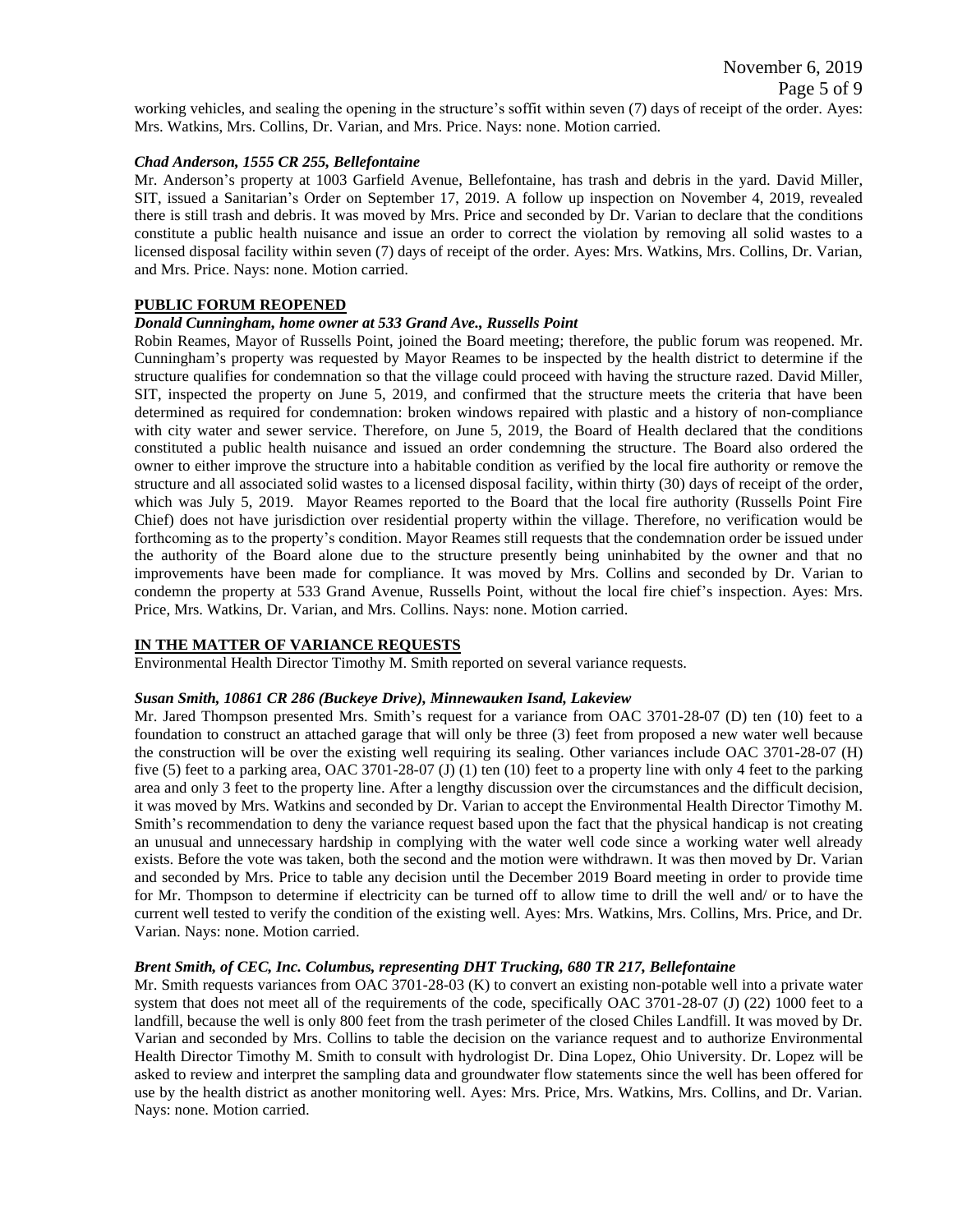working vehicles, and sealing the opening in the structure's soffit within seven (7) days of receipt of the order. Ayes: Mrs. Watkins, Mrs. Collins, Dr. Varian, and Mrs. Price. Nays: none. Motion carried.

***Chad Anderson, 1555 CR 255, Bellefontaine***

Mr. Anderson's property at 1003 Garfield Avenue, Bellefontaine, has trash and debris in the yard. David Miller, SIT, issued a Sanitarian's Order on September 17, 2019. A follow up inspection on November 4, 2019, revealed there is still trash and debris. It was moved by Mrs. Price and seconded by Dr. Varian to declare that the conditions constitute a public health nuisance and issue an order to correct the violation by removing all solid wastes to a licensed disposal facility within seven (7) days of receipt of the order. Ayes: Mrs. Watkins, Mrs. Collins, Dr. Varian, and Mrs. Price. Nays: none. Motion carried.

**PUBLIC FORUM REOPENED**

***Donald Cunningham, home owner at 533 Grand Ave., Russells Point***

Robin Reames, Mayor of Russells Point, joined the Board meeting; therefore, the public forum was reopened. Mr. Cunningham's property was requested by Mayor Reames to be inspected by the health district to determine if the structure qualifies for condemnation so that the village could proceed with having the structure razed. David Miller, SIT, inspected the property on June 5, 2019, and confirmed that the structure meets the criteria that have been determined as required for condemnation: broken windows repaired with plastic and a history of non-compliance with city water and sewer service. Therefore, on June 5, 2019, the Board of Health declared that the conditions constituted a public health nuisance and issued an order condemning the structure. The Board also ordered the owner to either improve the structure into a habitable condition as verified by the local fire authority or remove the structure and all associated solid wastes to a licensed disposal facility, within thirty (30) days of receipt of the order, which was July 5, 2019. Mayor Reames reported to the Board that the local fire authority (Russells Point Fire Chief) does not have jurisdiction over residential property within the village. Therefore, no verification would be forthcoming as to the property's condition. Mayor Reames still requests that the condemnation order be issued under the authority of the Board alone due to the structure presently being uninhabited by the owner and that no improvements have been made for compliance. It was moved by Mrs. Collins and seconded by Dr. Varian to condemn the property at 533 Grand Avenue, Russells Point, without the local fire chief's inspection. Ayes: Mrs. Price, Mrs. Watkins, Dr. Varian, and Mrs. Collins. Nays: none. Motion carried.

**IN THE MATTER OF VARIANCE REQUESTS**

Environmental Health Director Timothy M. Smith reported on several variance requests.

***Susan Smith, 10861 CR 286 (Buckeye Drive), Minnewauken Isand, Lakeview***

Mr. Jared Thompson presented Mrs. Smith's request for a variance from OAC 3701-28-07 (D) ten (10) feet to a foundation to construct an attached garage that will only be three (3) feet from proposed a new water well because the construction will be over the existing well requiring its sealing. Other variances include OAC 3701-28-07 (H) five (5) feet to a parking area, OAC 3701-28-07 (J) (1) ten (10) feet to a property line with only 4 feet to the parking area and only 3 feet to the property line. After a lengthy discussion over the circumstances and the difficult decision, it was moved by Mrs. Watkins and seconded by Dr. Varian to accept the Environmental Health Director Timothy M. Smith's recommendation to deny the variance request based upon the fact that the physical handicap is not creating an unusual and unnecessary hardship in complying with the water well code since a working water well already exists. Before the vote was taken, both the second and the motion were withdrawn. It was then moved by Dr. Varian and seconded by Mrs. Price to table any decision until the December 2019 Board meeting in order to provide time for Mr. Thompson to determine if electricity can be turned off to allow time to drill the well and/ or to have the current well tested to verify the condition of the existing well. Ayes: Mrs. Watkins, Mrs. Collins, Mrs. Price, and Dr. Varian. Nays: none. Motion carried.

***Brent Smith, of CEC, Inc. Columbus, representing DHT Trucking, 680 TR 217, Bellefontaine***

Mr. Smith requests variances from OAC 3701-28-03 (K) to convert an existing non-potable well into a private water system that does not meet all of the requirements of the code, specifically OAC 3701-28-07 (J) (22) 1000 feet to a landfill, because the well is only 800 feet from the trash perimeter of the closed Chiles Landfill. It was moved by Dr. Varian and seconded by Mrs. Collins to table the decision on the variance request and to authorize Environmental Health Director Timothy M. Smith to consult with hydrologist Dr. Dina Lopez, Ohio University. Dr. Lopez will be asked to review and interpret the sampling data and groundwater flow statements since the well has been offered for use by the health district as another monitoring well. Ayes: Mrs. Price, Mrs. Watkins, Mrs. Collins, and Dr. Varian. Nays: none. Motion carried.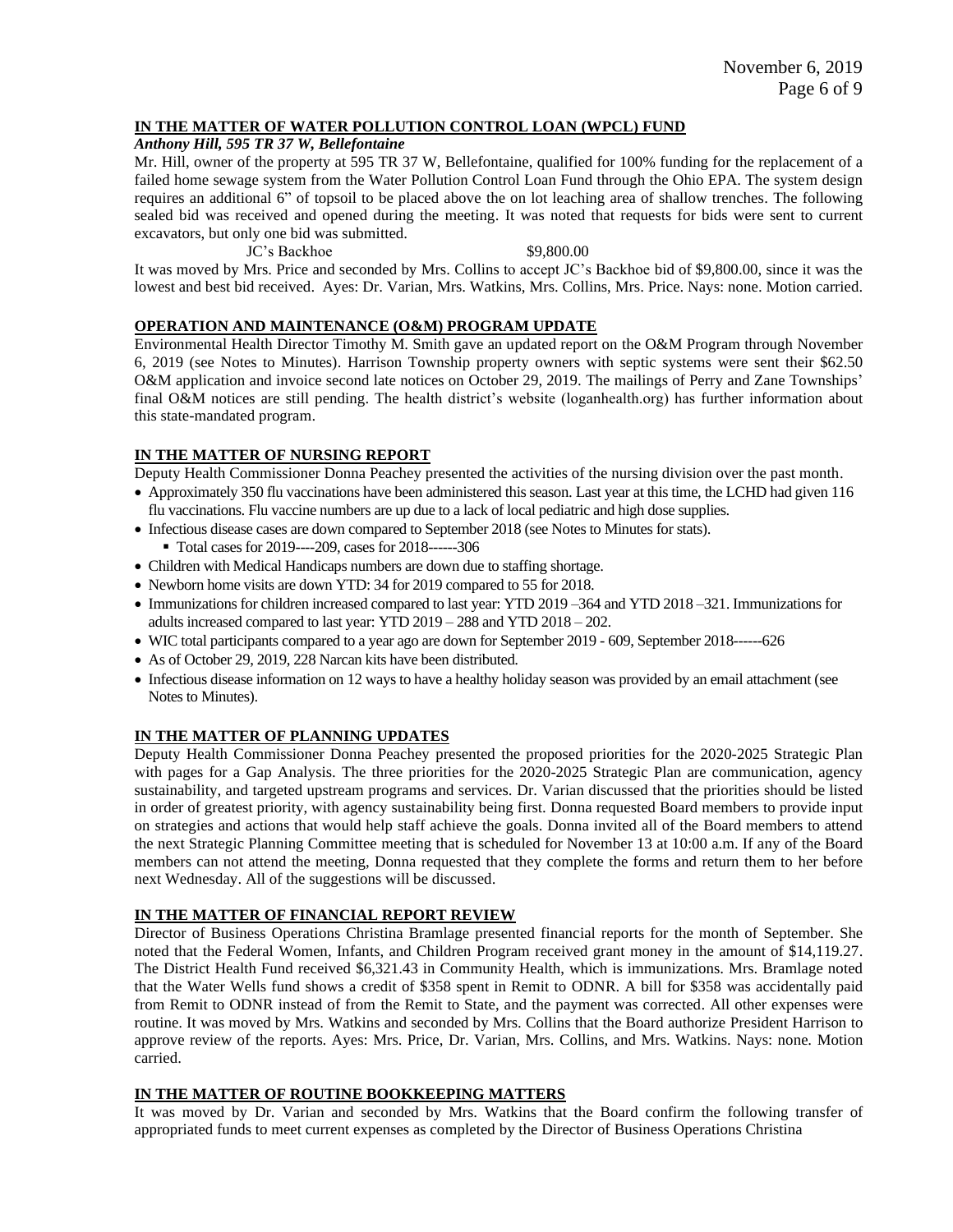**IN THE MATTER OF WATER POLLUTION CONTROL LOAN (WPCL) FUND**

***Anthony Hill, 595 TR 37 W, Bellefontaine***

Mr. Hill, owner of the property at 595 TR 37 W, Bellefontaine, qualified for 100% funding for the replacement of a failed home sewage system from the Water Pollution Control Loan Fund through the Ohio EPA. The system design requires an additional 6" of topsoil to be placed above the on lot leaching area of shallow trenches. The following sealed bid was received and opened during the meeting. It was noted that requests for bids were sent to current excavators, but only one bid was submitted.

JC's Backhoe $9,800.00

It was moved by Mrs. Price and seconded by Mrs. Collins to accept JC's Backhoe bid of $9,800.00, since it was the lowest and best bid received. Ayes: Dr. Varian, Mrs. Watkins, Mrs. Collins, Mrs. Price. Nays: none. Motion carried.

**OPERATION AND MAINTENANCE (O&M) PROGRAM UPDATE**

Environmental Health Director Timothy M. Smith gave an updated report on the O&M Program through November 6, 2019 (see Notes to Minutes). Harrison Township property owners with septic systems were sent their $62.50 O&M application and invoice second late notices on October 29, 2019. The mailings of Perry and Zane Townships' final O&M notices are still pending. The health district's website (loganhealth.org) has further information about this state-mandated program.

**IN THE MATTER OF NURSING REPORT**

Deputy Health Commissioner Donna Peachey presented the activities of the nursing division over the past month.

- Approximately 350 flu vaccinations have been administered this season. Last year at this time, the LCHD had given 116 flu vaccinations. Flu vaccine numbers are up due to a lack of local pediatric and high dose supplies.
- Infectious disease cases are down compared to September 2018 (see Notes to Minutes for stats).
  - Total cases for 2019----209, cases for 2018------306
- Children with Medical Handicaps numbers are down due to staffing shortage.
- Newborn home visits are down YTD: 34 for 2019 compared to 55 for 2018.
- Immunizations for children increased compared to last year: YTD 2019 –364 and YTD 2018 –321. Immunizations for adults increased compared to last year: YTD 2019 – 288 and YTD 2018 – 202.
- WIC total participants compared to a year ago are down for September 2019 - 609, September 2018------626
- As of October 29, 2019, 228 Narcan kits have been distributed.
- Infectious disease information on 12 ways to have a healthy holiday season was provided by an email attachment (see Notes to Minutes).

**IN THE MATTER OF PLANNING UPDATES**

Deputy Health Commissioner Donna Peachey presented the proposed priorities for the 2020-2025 Strategic Plan with pages for a Gap Analysis. The three priorities for the 2020-2025 Strategic Plan are communication, agency sustainability, and targeted upstream programs and services. Dr. Varian discussed that the priorities should be listed in order of greatest priority, with agency sustainability being first. Donna requested Board members to provide input on strategies and actions that would help staff achieve the goals. Donna invited all of the Board members to attend the next Strategic Planning Committee meeting that is scheduled for November 13 at 10:00 a.m. If any of the Board members can not attend the meeting, Donna requested that they complete the forms and return them to her before next Wednesday. All of the suggestions will be discussed.

**IN THE MATTER OF FINANCIAL REPORT REVIEW**

Director of Business Operations Christina Bramlage presented financial reports for the month of September. She noted that the Federal Women, Infants, and Children Program received grant money in the amount of $14,119.27. The District Health Fund received $6,321.43 in Community Health, which is immunizations. Mrs. Bramlage noted that the Water Wells fund shows a credit of $358 spent in Remit to ODNR. A bill for $358 was accidentally paid from Remit to ODNR instead of from the Remit to State, and the payment was corrected. All other expenses were routine. It was moved by Mrs. Watkins and seconded by Mrs. Collins that the Board authorize President Harrison to approve review of the reports. Ayes: Mrs. Price, Dr. Varian, Mrs. Collins, and Mrs. Watkins. Nays: none. Motion carried.

**IN THE MATTER OF ROUTINE BOOKKEEPING MATTERS**

It was moved by Dr. Varian and seconded by Mrs. Watkins that the Board confirm the following transfer of appropriated funds to meet current expenses as completed by the Director of Business Operations Christina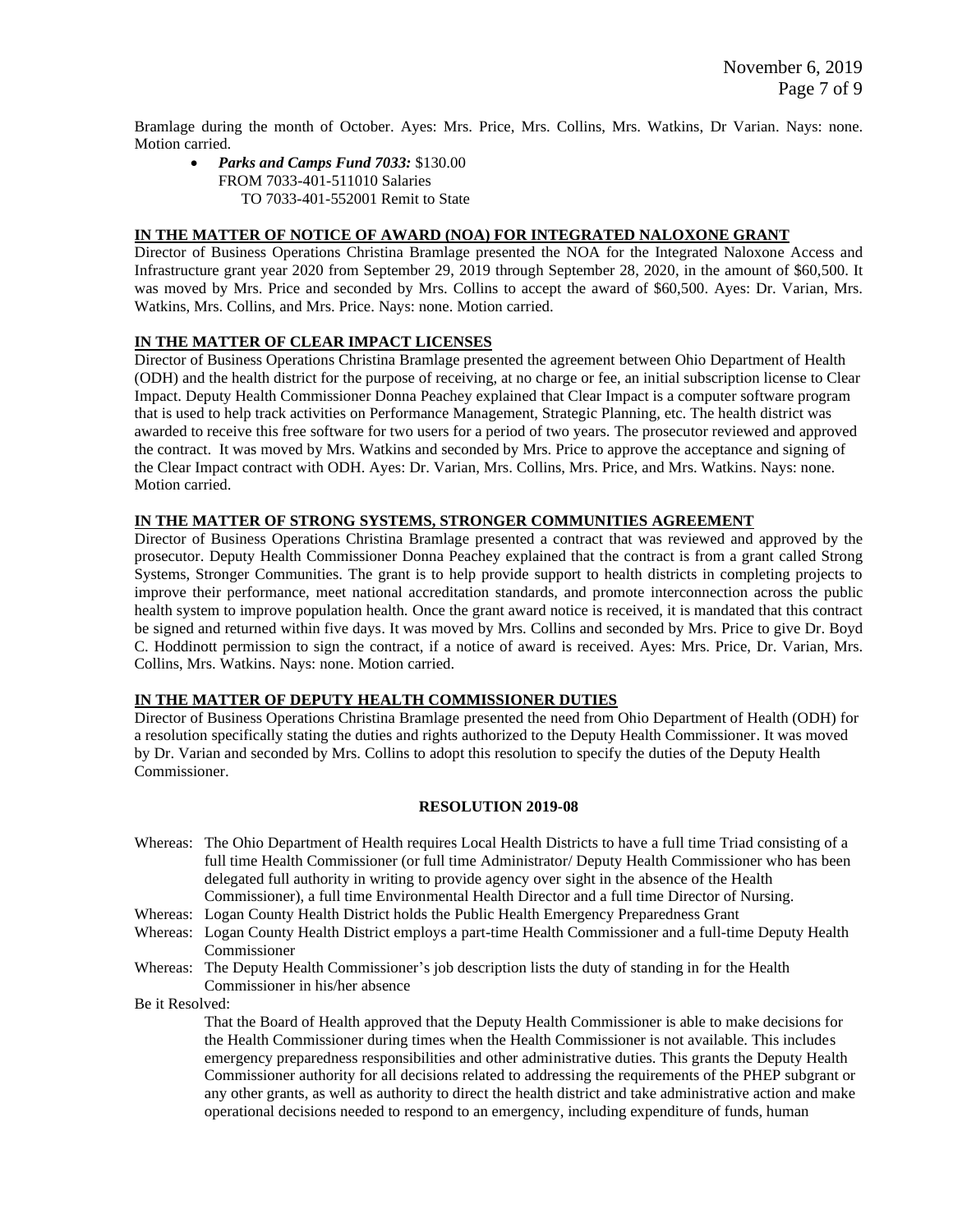Bramlage during the month of October. Ayes: Mrs. Price, Mrs. Collins, Mrs. Watkins, Dr Varian. Nays: none. Motion carried.

- ***Parks and Camps Fund 7033:*** $130.00
  FROM 7033-401-511010 Salaries
  TO 7033-401-552001 Remit to State

**IN THE MATTER OF NOTICE OF AWARD (NOA) FOR INTEGRATED NALOXONE GRANT**

Director of Business Operations Christina Bramlage presented the NOA for the Integrated Naloxone Access and Infrastructure grant year 2020 from September 29, 2019 through September 28, 2020, in the amount of $60,500. It was moved by Mrs. Price and seconded by Mrs. Collins to accept the award of $60,500. Ayes: Dr. Varian, Mrs. Watkins, Mrs. Collins, and Mrs. Price. Nays: none. Motion carried.

**IN THE MATTER OF CLEAR IMPACT LICENSES**

Director of Business Operations Christina Bramlage presented the agreement between Ohio Department of Health (ODH) and the health district for the purpose of receiving, at no charge or fee, an initial subscription license to Clear Impact. Deputy Health Commissioner Donna Peachey explained that Clear Impact is a computer software program that is used to help track activities on Performance Management, Strategic Planning, etc. The health district was awarded to receive this free software for two users for a period of two years. The prosecutor reviewed and approved the contract. It was moved by Mrs. Watkins and seconded by Mrs. Price to approve the acceptance and signing of the Clear Impact contract with ODH. Ayes: Dr. Varian, Mrs. Collins, Mrs. Price, and Mrs. Watkins. Nays: none. Motion carried.

**IN THE MATTER OF STRONG SYSTEMS, STRONGER COMMUNITIES AGREEMENT**

Director of Business Operations Christina Bramlage presented a contract that was reviewed and approved by the prosecutor. Deputy Health Commissioner Donna Peachey explained that the contract is from a grant called Strong Systems, Stronger Communities. The grant is to help provide support to health districts in completing projects to improve their performance, meet national accreditation standards, and promote interconnection across the public health system to improve population health. Once the grant award notice is received, it is mandated that this contract be signed and returned within five days. It was moved by Mrs. Collins and seconded by Mrs. Price to give Dr. Boyd C. Hoddinott permission to sign the contract, if a notice of award is received. Ayes: Mrs. Price, Dr. Varian, Mrs. Collins, Mrs. Watkins. Nays: none. Motion carried.

**IN THE MATTER OF DEPUTY HEALTH COMMISSIONER DUTIES**

Director of Business Operations Christina Bramlage presented the need from Ohio Department of Health (ODH) for a resolution specifically stating the duties and rights authorized to the Deputy Health Commissioner. It was moved by Dr. Varian and seconded by Mrs. Collins to adopt this resolution to specify the duties of the Deputy Health Commissioner.

**RESOLUTION 2019-08**

Whereas: The Ohio Department of Health requires Local Health Districts to have a full time Triad consisting of a full time Health Commissioner (or full time Administrator/ Deputy Health Commissioner who has been delegated full authority in writing to provide agency over sight in the absence of the Health Commissioner), a full time Environmental Health Director and a full time Director of Nursing.

Whereas: Logan County Health District holds the Public Health Emergency Preparedness Grant

Whereas: Logan County Health District employs a part-time Health Commissioner and a full-time Deputy Health Commissioner

Whereas: The Deputy Health Commissioner's job description lists the duty of standing in for the Health Commissioner in his/her absence

Be it Resolved:

That the Board of Health approved that the Deputy Health Commissioner is able to make decisions for the Health Commissioner during times when the Health Commissioner is not available. This includes emergency preparedness responsibilities and other administrative duties. This grants the Deputy Health Commissioner authority for all decisions related to addressing the requirements of the PHEP subgrant or any other grants, as well as authority to direct the health district and take administrative action and make operational decisions needed to respond to an emergency, including expenditure of funds, human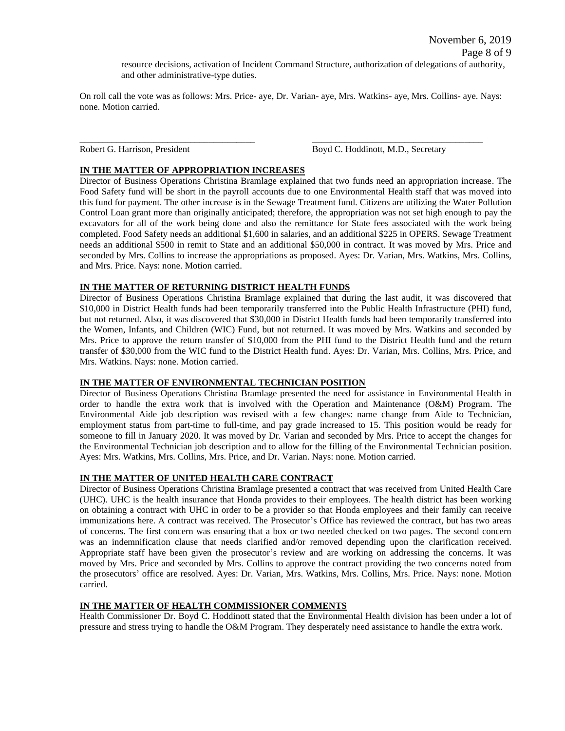resource decisions, activation of Incident Command Structure, authorization of delegations of authority, and other administrative-type duties.

On roll call the vote was as follows: Mrs. Price- aye, Dr. Varian- aye, Mrs. Watkins- aye, Mrs. Collins- aye. Nays: none. Motion carried.

\_\_\_\_\_\_\_\_\_\_\_\_\_\_\_\_\_\_\_\_\_\_\_\_\_\_\_\_\_\_\_\_\_\_\_\_\_\_ \_\_\_\_\_\_\_\_\_\_\_\_\_\_\_\_\_\_\_\_\_\_\_\_\_\_\_\_\_\_\_\_\_\_\_\_\_\_

Robert G. Harrison, President Boyd C. Hoddinott, M.D., Secretary

**IN THE MATTER OF APPROPRIATION INCREASES**

Director of Business Operations Christina Bramlage explained that two funds need an appropriation increase. The Food Safety fund will be short in the payroll accounts due to one Environmental Health staff that was moved into this fund for payment. The other increase is in the Sewage Treatment fund. Citizens are utilizing the Water Pollution Control Loan grant more than originally anticipated; therefore, the appropriation was not set high enough to pay the excavators for all of the work being done and also the remittance for State fees associated with the work being completed. Food Safety needs an additional $1,600 in salaries, and an additional $225 in OPERS. Sewage Treatment needs an additional $500 in remit to State and an additional $50,000 in contract. It was moved by Mrs. Price and seconded by Mrs. Collins to increase the appropriations as proposed. Ayes: Dr. Varian, Mrs. Watkins, Mrs. Collins, and Mrs. Price. Nays: none. Motion carried.

**IN THE MATTER OF RETURNING DISTRICT HEALTH FUNDS**

Director of Business Operations Christina Bramlage explained that during the last audit, it was discovered that $10,000 in District Health funds had been temporarily transferred into the Public Health Infrastructure (PHI) fund, but not returned. Also, it was discovered that $30,000 in District Health funds had been temporarily transferred into the Women, Infants, and Children (WIC) Fund, but not returned. It was moved by Mrs. Watkins and seconded by Mrs. Price to approve the return transfer of $10,000 from the PHI fund to the District Health fund and the return transfer of $30,000 from the WIC fund to the District Health fund. Ayes: Dr. Varian, Mrs. Collins, Mrs. Price, and Mrs. Watkins. Nays: none. Motion carried.

**IN THE MATTER OF ENVIRONMENTAL TECHNICIAN POSITION**

Director of Business Operations Christina Bramlage presented the need for assistance in Environmental Health in order to handle the extra work that is involved with the Operation and Maintenance (O&M) Program. The Environmental Aide job description was revised with a few changes: name change from Aide to Technician, employment status from part-time to full-time, and pay grade increased to 15. This position would be ready for someone to fill in January 2020. It was moved by Dr. Varian and seconded by Mrs. Price to accept the changes for the Environmental Technician job description and to allow for the filling of the Environmental Technician position. Ayes: Mrs. Watkins, Mrs. Collins, Mrs. Price, and Dr. Varian. Nays: none. Motion carried.

**IN THE MATTER OF UNITED HEALTH CARE CONTRACT**

Director of Business Operations Christina Bramlage presented a contract that was received from United Health Care (UHC). UHC is the health insurance that Honda provides to their employees. The health district has been working on obtaining a contract with UHC in order to be a provider so that Honda employees and their family can receive immunizations here. A contract was received. The Prosecutor's Office has reviewed the contract, but has two areas of concerns. The first concern was ensuring that a box or two needed checked on two pages. The second concern was an indemnification clause that needs clarified and/or removed depending upon the clarification received. Appropriate staff have been given the prosecutor's review and are working on addressing the concerns. It was moved by Mrs. Price and seconded by Mrs. Collins to approve the contract providing the two concerns noted from the prosecutors' office are resolved. Ayes: Dr. Varian, Mrs. Watkins, Mrs. Collins, Mrs. Price. Nays: none. Motion carried.

**IN THE MATTER OF HEALTH COMMISSIONER COMMENTS**

Health Commissioner Dr. Boyd C. Hoddinott stated that the Environmental Health division has been under a lot of pressure and stress trying to handle the O&M Program. They desperately need assistance to handle the extra work.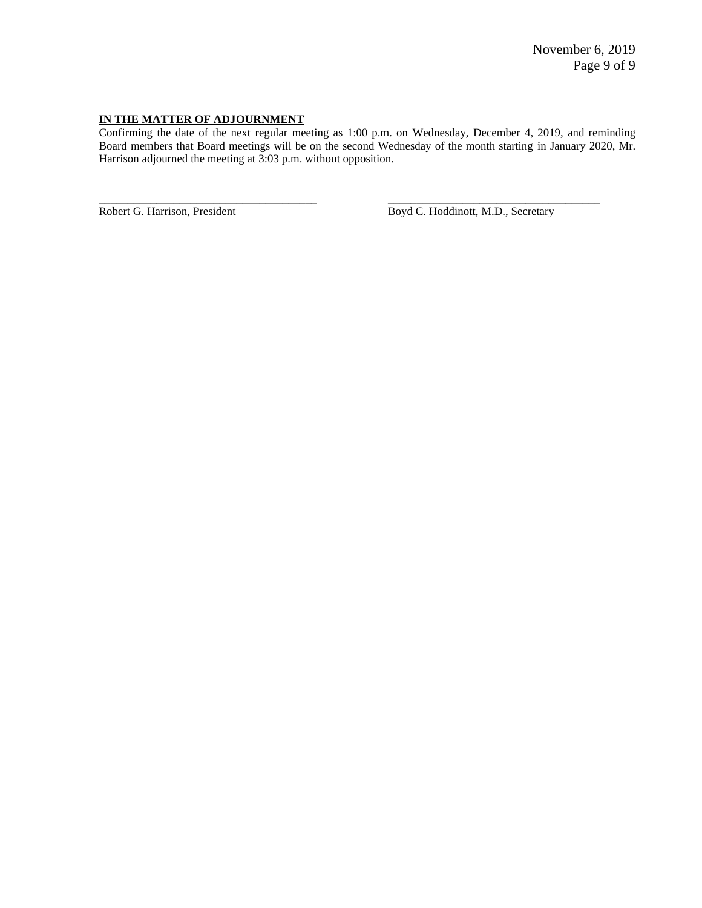**IN THE MATTER OF ADJOURNMENT**

Confirming the date of the next regular meeting as 1:00 p.m. on Wednesday, December 4, 2019, and reminding Board members that Board meetings will be on the second Wednesday of the month starting in January 2020, Mr. Harrison adjourned the meeting at 3:03 p.m. without opposition.

\_\_\_\_\_\_\_\_\_\_\_\_\_\_\_\_\_\_\_\_\_\_\_\_\_\_\_\_\_\_\_\_\_\_\_\_\_\_
Robert G. Harrison, President

\_\_\_\_\_\_\_\_\_\_\_\_\_\_\_\_\_\_\_\_\_\_\_\_\_\_\_\_\_\_\_\_\_\_\_\_\_\_
Boyd C. Hoddinott, M.D., Secretary